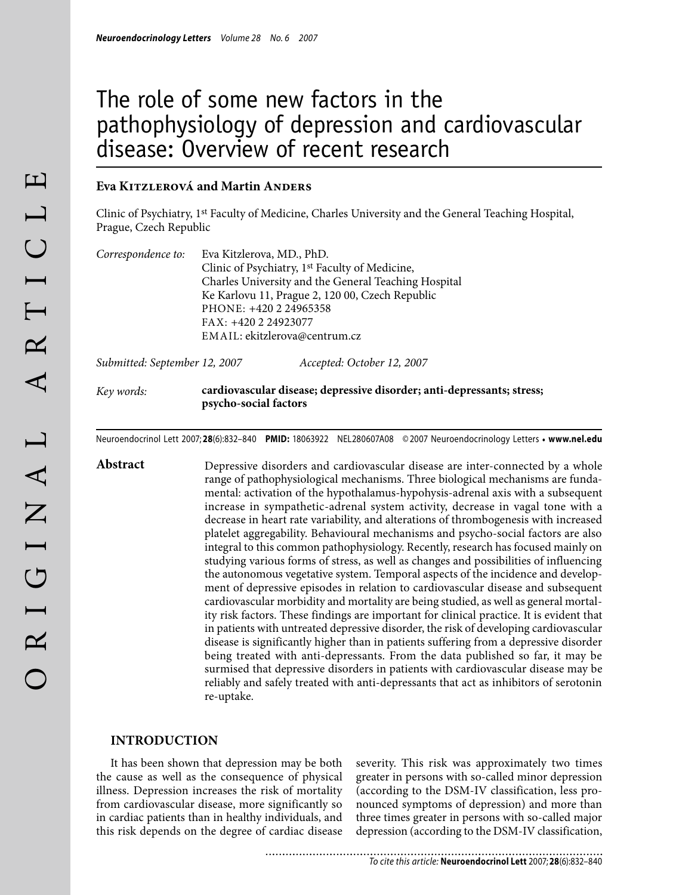# The role of some new factors in the pathophysiology of depression and cardiovascular disease: Overview of recent research

**Eva Kitzlerová and Martin Anders**

Clinic of Psychiatry, 1st Faculty of Medicine, Charles University and the General Teaching Hospital, Prague, Czech Republic

*Correspondence to:* Eva Kitzlerova, MD., PhD.
Clinic of Psychiatry, 1st Faculty of Medicine,
Charles University and the General Teaching Hospital
Ke Karlovu 11, Prague 2, 120 00, Czech Republic
PHONE: +420 2 24965358
FAX: +420 2 24923077
EMAIL: ekitzlerova@centrum.cz

*Submitted: September 12, 2007* *Accepted: October 12, 2007*

*Key words:* **cardiovascular disease; depressive disorder; anti-depressants; stress; psycho-social factors**

Neuroendocrinol Lett 2007; **28**(6):832–840 **PMID:** 18063922 NEL280607A08 © 2007 Neuroendocrinology Letters • **www.nel.edu**

**Abstract**

Depressive disorders and cardiovascular disease are inter-connected by a whole range of pathophysiological mechanisms. Three biological mechanisms are fundamental: activation of the hypothalamus-hypophysis-adrenal axis with a subsequent increase in sympathetic-adrenal system activity, decrease in vagal tone with a decrease in heart rate variability, and alterations of thrombogenesis with increased platelet aggregability. Behavioural mechanisms and psycho-social factors are also integral to this common pathophysiology. Recently, research has focused mainly on studying various forms of stress, as well as changes and possibilities of influencing the autonomous vegetative system. Temporal aspects of the incidence and development of depressive episodes in relation to cardiovascular disease and subsequent cardiovascular morbidity and mortality are being studied, as well as general mortality risk factors. These findings are important for clinical practice. It is evident that in patients with untreated depressive disorder, the risk of developing cardiovascular disease is significantly higher than in patients suffering from a depressive disorder being treated with anti-depressants. From the data published so far, it may be surmised that depressive disorders in patients with cardiovascular disease may be reliably and safely treated with anti-depressants that act as inhibitors of serotonin re-uptake.

## INTRODUCTION

It has been shown that depression may be both the cause as well as the consequence of physical illness. Depression increases the risk of mortality from cardiovascular disease, more significantly so in cardiac patients than in healthy individuals, and this risk depends on the degree of cardiac disease severity. This risk was approximately two times greater in persons with so-called minor depression (according to the DSM-IV classification, less pronounced symptoms of depression) and more than three times greater in persons with so-called major depression (according to the DSM-IV classification,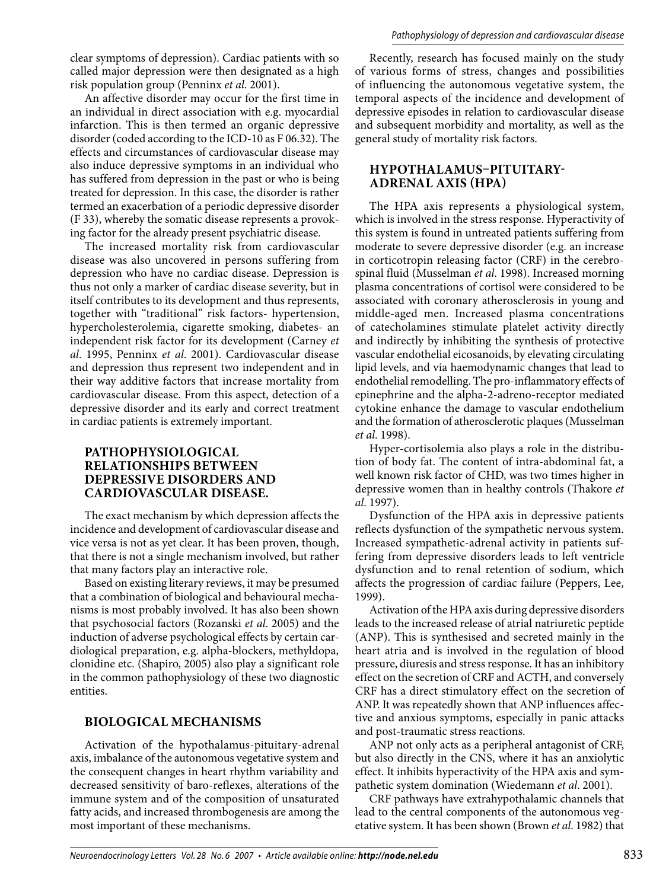clear symptoms of depression). Cardiac patients with so called major depression were then designated as a high risk population group (Penninx *et al.* 2001).

An affective disorder may occur for the first time in an individual in direct association with e.g. myocardial infarction. This is then termed an organic depressive disorder (coded according to the ICD-10 as F 06.32). The effects and circumstances of cardiovascular disease may also induce depressive symptoms in an individual who has suffered from depression in the past or who is being treated for depression. In this case, the disorder is rather termed an exacerbation of a periodic depressive disorder (F 33), whereby the somatic disease represents a provoking factor for the already present psychiatric disease.

The increased mortality risk from cardiovascular disease was also uncovered in persons suffering from depression who have no cardiac disease. Depression is thus not only a marker of cardiac disease severity, but in itself contributes to its development and thus represents, together with "traditional" risk factors- hypertension, hypercholesterolemia, cigarette smoking, diabetes- an independent risk factor for its development (Carney *et al.* 1995, Penninx *et al.* 2001). Cardiovascular disease and depression thus represent two independent and in their way additive factors that increase mortality from cardiovascular disease. From this aspect, detection of a depressive disorder and its early and correct treatment in cardiac patients is extremely important.

## PATHOPHYSIOLOGICAL RELATIONSHIPS BETWEEN DEPRESSIVE DISORDERS AND CARDIOVASCULAR DISEASE.

The exact mechanism by which depression affects the incidence and development of cardiovascular disease and vice versa is not as yet clear. It has been proven, though, that there is not a single mechanism involved, but rather that many factors play an interactive role.

Based on existing literary reviews, it may be presumed that a combination of biological and behavioural mechanisms is most probably involved. It has also been shown that psychosocial factors (Rozanski *et al.* 2005) and the induction of adverse psychological effects by certain cardiological preparation, e.g. alpha-blockers, methyldopa, clonidine etc. (Shapiro, 2005) also play a significant role in the common pathophysiology of these two diagnostic entities.

## BIOLOGICAL MECHANISMS

Activation of the hypothalamus-pituitary-adrenal axis, imbalance of the autonomous vegetative system and the consequent changes in heart rhythm variability and decreased sensitivity of baro-reflexes, alterations of the immune system and of the composition of unsaturated fatty acids, and increased thrombogenesis are among the most important of these mechanisms.

Recently, research has focused mainly on the study of various forms of stress, changes and possibilities of influencing the autonomous vegetative system, the temporal aspects of the incidence and development of depressive episodes in relation to cardiovascular disease and subsequent morbidity and mortality, as well as the general study of mortality risk factors.

## HYPOTHALAMUS–PITUITARY-ADRENAL AXIS (HPA)

The HPA axis represents a physiological system, which is involved in the stress response. Hyperactivity of this system is found in untreated patients suffering from moderate to severe depressive disorder (e.g. an increase in corticotropin releasing factor (CRF) in the cerebrospinal fluid (Musselman *et al.* 1998). Increased morning plasma concentrations of cortisol were considered to be associated with coronary atherosclerosis in young and middle-aged men. Increased plasma concentrations of catecholamines stimulate platelet activity directly and indirectly by inhibiting the synthesis of protective vascular endothelial eicosanoids, by elevating circulating lipid levels, and via haemodynamic changes that lead to endothelial remodelling. The pro-inflammatory effects of epinephrine and the alpha-2-adreno-receptor mediated cytokine enhance the damage to vascular endothelium and the formation of atherosclerotic plaques (Musselman *et al.* 1998).

Hyper-cortisolemia also plays a role in the distribution of body fat. The content of intra-abdominal fat, a well known risk factor of CHD, was two times higher in depressive women than in healthy controls (Thakore *et al.* 1997).

Dysfunction of the HPA axis in depressive patients reflects dysfunction of the sympathetic nervous system. Increased sympathetic-adrenal activity in patients suffering from depressive disorders leads to left ventricle dysfunction and to renal retention of sodium, which affects the progression of cardiac failure (Peppers, Lee, 1999).

Activation of the HPA axis during depressive disorders leads to the increased release of atrial natriuretic peptide (ANP). This is synthesised and secreted mainly in the heart atria and is involved in the regulation of blood pressure, diuresis and stress response. It has an inhibitory effect on the secretion of CRF and ACTH, and conversely CRF has a direct stimulatory effect on the secretion of ANP. It was repeatedly shown that ANP influences affective and anxious symptoms, especially in panic attacks and post-traumatic stress reactions.

ANP not only acts as a peripheral antagonist of CRF, but also directly in the CNS, where it has an anxiolytic effect. It inhibits hyperactivity of the HPA axis and sympathetic system domination (Wiedemann *et al.* 2001).

CRF pathways have extrahypothalamic channels that lead to the central components of the autonomous vegetative system. It has been shown (Brown *et al.* 1982) that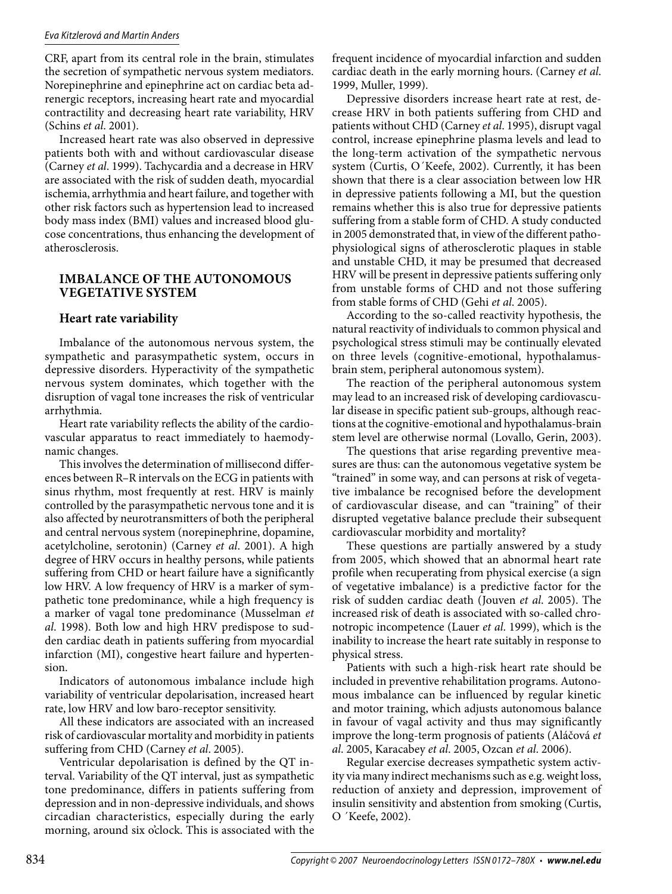CRF, apart from its central role in the brain, stimulates the secretion of sympathetic nervous system mediators. Norepinephrine and epinephrine act on cardiac beta adrenergic receptors, increasing heart rate and myocardial contractility and decreasing heart rate variability, HRV (Schins *et al*. 2001).

Increased heart rate was also observed in depressive patients both with and without cardiovascular disease (Carney *et al*. 1999). Tachycardia and a decrease in HRV are associated with the risk of sudden death, myocardial ischemia, arrhythmia and heart failure, and together with other risk factors such as hypertension lead to increased body mass index (BMI) values and increased blood glucose concentrations, thus enhancing the development of atherosclerosis.

## IMBALANCE OF THE AUTONOMOUS VEGETATIVE SYSTEM

### Heart rate variability

Imbalance of the autonomous nervous system, the sympathetic and parasympathetic system, occurs in depressive disorders. Hyperactivity of the sympathetic nervous system dominates, which together with the disruption of vagal tone increases the risk of ventricular arrhythmia.

Heart rate variability reflects the ability of the cardiovascular apparatus to react immediately to haemodynamic changes.

This involves the determination of millisecond differences between R–R intervals on the ECG in patients with sinus rhythm, most frequently at rest. HRV is mainly controlled by the parasympathetic nervous tone and it is also affected by neurotransmitters of both the peripheral and central nervous system (norepinephrine, dopamine, acetylcholine, serotonin) (Carney *et al*. 2001). A high degree of HRV occurs in healthy persons, while patients suffering from CHD or heart failure have a significantly low HRV. A low frequency of HRV is a marker of sympathetic tone predominance, while a high frequency is a marker of vagal tone predominance (Musselman *et al*. 1998). Both low and high HRV predispose to sudden cardiac death in patients suffering from myocardial infarction (MI), congestive heart failure and hypertension.

Indicators of autonomous imbalance include high variability of ventricular depolarisation, increased heart rate, low HRV and low baro-receptor sensitivity.

All these indicators are associated with an increased risk of cardiovascular mortality and morbidity in patients suffering from CHD (Carney *et al*. 2005).

Ventricular depolarisation is defined by the QT interval. Variability of the QT interval, just as sympathetic tone predominance, differs in patients suffering from depression and in non-depressive individuals, and shows circadian characteristics, especially during the early morning, around six o'clock. This is associated with the frequent incidence of myocardial infarction and sudden cardiac death in the early morning hours. (Carney *et al*. 1999, Muller, 1999).

Depressive disorders increase heart rate at rest, decrease HRV in both patients suffering from CHD and patients without CHD (Carney *et al*. 1995), disrupt vagal control, increase epinephrine plasma levels and lead to the long-term activation of the sympathetic nervous system (Curtis, O´Keefe, 2002). Currently, it has been shown that there is a clear association between low HR in depressive patients following a MI, but the question remains whether this is also true for depressive patients suffering from a stable form of CHD. A study conducted in 2005 demonstrated that, in view of the different pathophysiological signs of atherosclerotic plaques in stable and unstable CHD, it may be presumed that decreased HRV will be present in depressive patients suffering only from unstable forms of CHD and not those suffering from stable forms of CHD (Gehi *et al*. 2005).

According to the so-called reactivity hypothesis, the natural reactivity of individuals to common physical and psychological stress stimuli may be continually elevated on three levels (cognitive-emotional, hypothalamus-brain stem, peripheral autonomous system).

The reaction of the peripheral autonomous system may lead to an increased risk of developing cardiovascular disease in specific patient sub-groups, although reactions at the cognitive-emotional and hypothalamus-brain stem level are otherwise normal (Lovallo, Gerin, 2003).

The questions that arise regarding preventive measures are thus: can the autonomous vegetative system be "trained" in some way, and can persons at risk of vegetative imbalance be recognised before the development of cardiovascular disease, and can "training" of their disrupted vegetative balance preclude their subsequent cardiovascular morbidity and mortality?

These questions are partially answered by a study from 2005, which showed that an abnormal heart rate profile when recuperating from physical exercise (a sign of vegetative imbalance) is a predictive factor for the risk of sudden cardiac death (Jouven *et al*. 2005). The increased risk of death is associated with so-called chronotropic incompetence (Lauer *et al*. 1999), which is the inability to increase the heart rate suitably in response to physical stress.

Patients with such a high-risk heart rate should be included in preventive rehabilitation programs. Autonomous imbalance can be influenced by regular kinetic and motor training, which adjusts autonomous balance in favour of vagal activity and thus may significantly improve the long-term prognosis of patients (Aláčová *et al*. 2005, Karacabey *et al*. 2005, Ozcan *et al*. 2006).

Regular exercise decreases sympathetic system activity via many indirect mechanisms such as e.g. weight loss, reduction of anxiety and depression, improvement of insulin sensitivity and abstention from smoking (Curtis, O ´Keefe, 2002).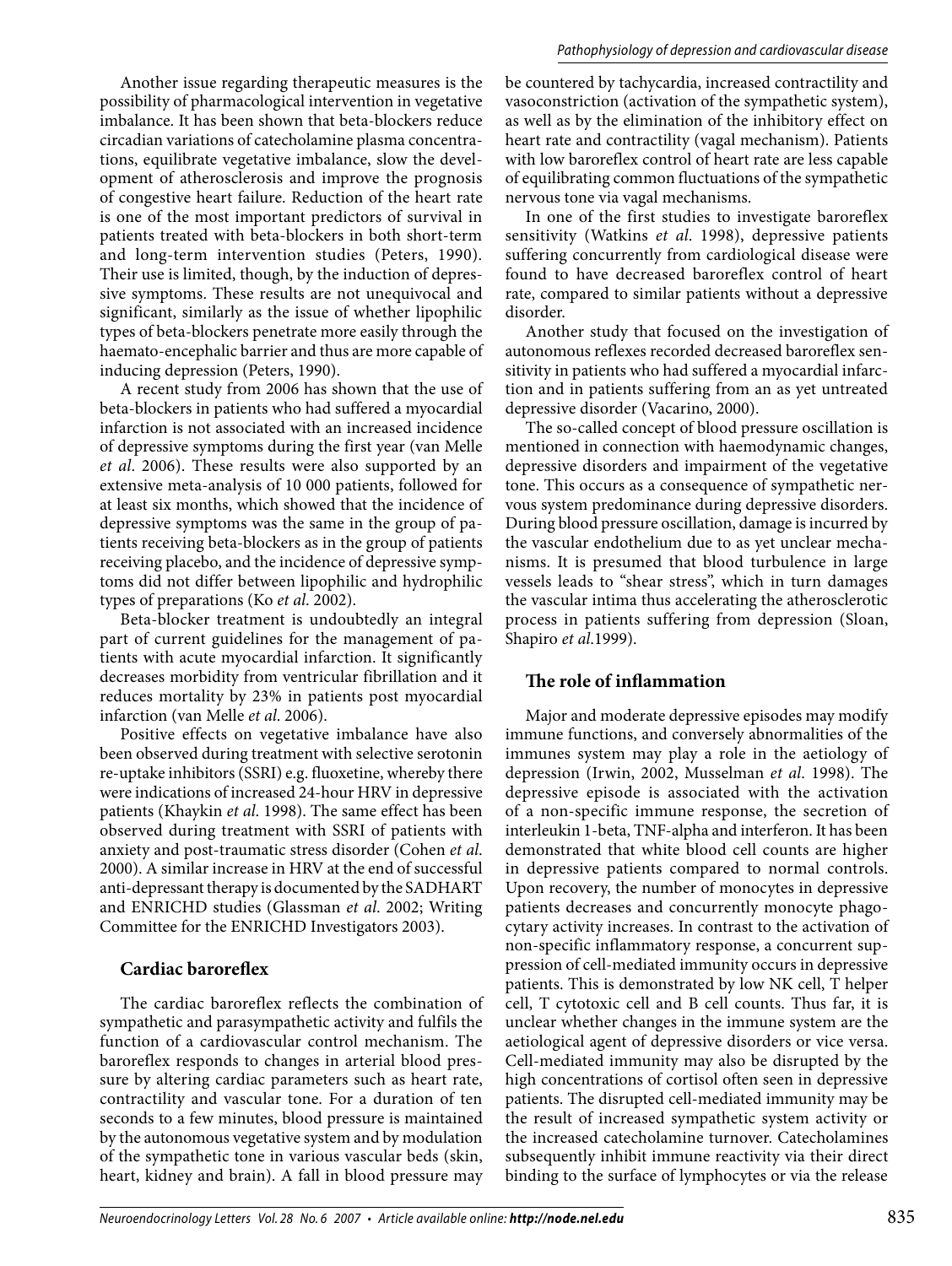Another issue regarding therapeutic measures is the possibility of pharmacological intervention in vegetative imbalance. It has been shown that beta-blockers reduce circadian variations of catecholamine plasma concentrations, equilibrate vegetative imbalance, slow the development of atherosclerosis and improve the prognosis of congestive heart failure. Reduction of the heart rate is one of the most important predictors of survival in patients treated with beta-blockers in both short-term and long-term intervention studies (Peters, 1990). Their use is limited, though, by the induction of depressive symptoms. These results are not unequivocal and significant, similarly as the issue of whether lipophilic types of beta-blockers penetrate more easily through the haemato-encephalic barrier and thus are more capable of inducing depression (Peters, 1990).

A recent study from 2006 has shown that the use of beta-blockers in patients who had suffered a myocardial infarction is not associated with an increased incidence of depressive symptoms during the first year (van Melle *et al*. 2006). These results were also supported by an extensive meta-analysis of 10 000 patients, followed for at least six months, which showed that the incidence of depressive symptoms was the same in the group of patients receiving beta-blockers as in the group of patients receiving placebo, and the incidence of depressive symptoms did not differ between lipophilic and hydrophilic types of preparations (Ko *et al*. 2002).

Beta-blocker treatment is undoubtedly an integral part of current guidelines for the management of patients with acute myocardial infarction. It significantly decreases morbidity from ventricular fibrillation and it reduces mortality by 23% in patients post myocardial infarction (van Melle *et al*. 2006).

Positive effects on vegetative imbalance have also been observed during treatment with selective serotonin re-uptake inhibitors (SSRI) e.g. fluoxetine, whereby there were indications of increased 24-hour HRV in depressive patients (Khaykin *et al*. 1998). The same effect has been observed during treatment with SSRI of patients with anxiety and post-traumatic stress disorder (Cohen *et al*. 2000). A similar increase in HRV at the end of successful anti-depressant therapy is documented by the SADHART and ENRICHD studies (Glassman *et al*. 2002; Writing Committee for the ENRICHD Investigators 2003).

## Cardiac baroreflex

The cardiac baroreflex reflects the combination of sympathetic and parasympathetic activity and fulfils the function of a cardiovascular control mechanism. The baroreflex responds to changes in arterial blood pressure by altering cardiac parameters such as heart rate, contractility and vascular tone. For a duration of ten seconds to a few minutes, blood pressure is maintained by the autonomous vegetative system and by modulation of the sympathetic tone in various vascular beds (skin, heart, kidney and brain). A fall in blood pressure may be countered by tachycardia, increased contractility and vasoconstriction (activation of the sympathetic system), as well as by the elimination of the inhibitory effect on heart rate and contractility (vagal mechanism). Patients with low baroreflex control of heart rate are less capable of equilibrating common fluctuations of the sympathetic nervous tone via vagal mechanisms.

In one of the first studies to investigate baroreflex sensitivity (Watkins *et al*. 1998), depressive patients suffering concurrently from cardiological disease were found to have decreased baroreflex control of heart rate, compared to similar patients without a depressive disorder.

Another study that focused on the investigation of autonomous reflexes recorded decreased baroreflex sensitivity in patients who had suffered a myocardial infarction and in patients suffering from an as yet untreated depressive disorder (Vacarino, 2000).

The so-called concept of blood pressure oscillation is mentioned in connection with haemodynamic changes, depressive disorders and impairment of the vegetative tone. This occurs as a consequence of sympathetic nervous system predominance during depressive disorders. During blood pressure oscillation, damage is incurred by the vascular endothelium due to as yet unclear mechanisms. It is presumed that blood turbulence in large vessels leads to "shear stress", which in turn damages the vascular intima thus accelerating the atherosclerotic process in patients suffering from depression (Sloan, Shapiro *et al*.1999).

## The role of inflammation

Major and moderate depressive episodes may modify immune functions, and conversely abnormalities of the immunes system may play a role in the aetiology of depression (Irwin, 2002, Musselman *et al*. 1998). The depressive episode is associated with the activation of a non-specific immune response, the secretion of interleukin 1-beta, TNF-alpha and interferon. It has been demonstrated that white blood cell counts are higher in depressive patients compared to normal controls. Upon recovery, the number of monocytes in depressive patients decreases and concurrently monocyte phagocytary activity increases. In contrast to the activation of non-specific inflammatory response, a concurrent suppression of cell-mediated immunity occurs in depressive patients. This is demonstrated by low NK cell, T helper cell, T cytotoxic cell and B cell counts. Thus far, it is unclear whether changes in the immune system are the aetiological agent of depressive disorders or vice versa. Cell-mediated immunity may also be disrupted by the high concentrations of cortisol often seen in depressive patients. The disrupted cell-mediated immunity may be the result of increased sympathetic system activity or the increased catecholamine turnover. Catecholamines subsequently inhibit immune reactivity via their direct binding to the surface of lymphocytes or via the release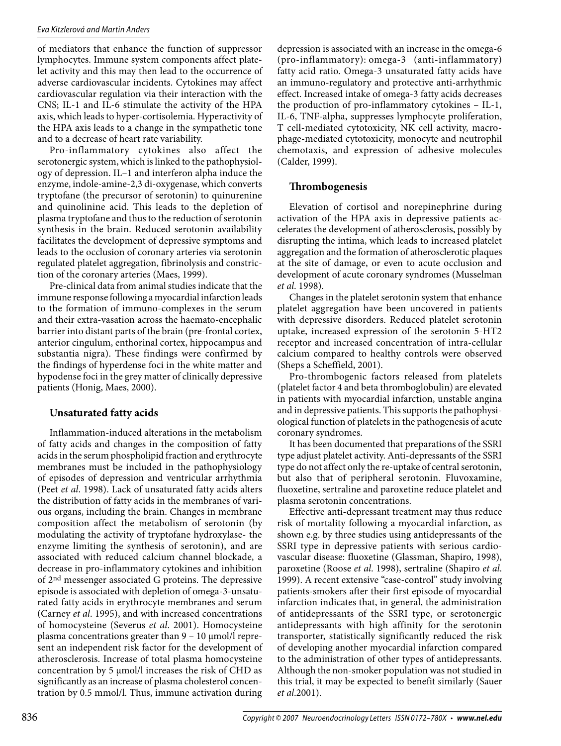of mediators that enhance the function of suppressor lymphocytes. Immune system components affect platelet activity and this may then lead to the occurrence of adverse cardiovascular incidents. Cytokines may affect cardiovascular regulation via their interaction with the CNS; IL-1 and IL-6 stimulate the activity of the HPA axis, which leads to hyper-cortisolemia. Hyperactivity of the HPA axis leads to a change in the sympathetic tone and to a decrease of heart rate variability.

Pro-inflammatory cytokines also affect the serotonergic system, which is linked to the pathophysiology of depression. IL–1 and interferon alpha induce the enzyme, indole-amine-2,3 di-oxygenase, which converts tryptofane (the precursor of serotonin) to quinurenine and quinolinine acid. This leads to the depletion of plasma tryptofane and thus to the reduction of serotonin synthesis in the brain. Reduced serotonin availability facilitates the development of depressive symptoms and leads to the occlusion of coronary arteries via serotonin regulated platelet aggregation, fibrinolysis and constriction of the coronary arteries (Maes, 1999).

Pre-clinical data from animal studies indicate that the immune response following a myocardial infarction leads to the formation of immuno-complexes in the serum and their extra-vasation across the haemato-encephalic barrier into distant parts of the brain (pre-frontal cortex, anterior cingulum, enthorinal cortex, hippocampus and substantia nigra). These findings were confirmed by the findings of hyperdense foci in the white matter and hypodense foci in the grey matter of clinically depressive patients (Honig, Maes, 2000).

## Unsaturated fatty acids

Inflammation-induced alterations in the metabolism of fatty acids and changes in the composition of fatty acids in the serum phospholipid fraction and erythrocyte membranes must be included in the pathophysiology of episodes of depression and ventricular arrhythmia (Peet *et al*. 1998). Lack of unsaturated fatty acids alters the distribution of fatty acids in the membranes of various organs, including the brain. Changes in membrane composition affect the metabolism of serotonin (by modulating the activity of tryptofane hydroxylase- the enzyme limiting the synthesis of serotonin), and are associated with reduced calcium channel blockade, a decrease in pro-inflammatory cytokines and inhibition of 2nd messenger associated G proteins. The depressive episode is associated with depletion of omega-3-unsaturated fatty acids in erythrocyte membranes and serum (Carney *et al*. 1995), and with increased concentrations of homocysteine (Severus *et al*. 2001). Homocysteine plasma concentrations greater than 9 – 10 µmol/l represent an independent risk factor for the development of atherosclerosis. Increase of total plasma homocysteine concentration by 5 µmol/l increases the risk of CHD as significantly as an increase of plasma cholesterol concentration by 0.5 mmol/l. Thus, immune activation during depression is associated with an increase in the omega-6 (pro-inflammatory): omega-3 (anti-inflammatory) fatty acid ratio. Omega-3 unsaturated fatty acids have an immuno-regulatory and protective anti-arrhythmic effect. Increased intake of omega-3 fatty acids decreases the production of pro-inflammatory cytokines – IL-1, IL-6, TNF-alpha, suppresses lymphocyte proliferation, T cell-mediated cytotoxicity, NK cell activity, macrophage-mediated cytotoxicity, monocyte and neutrophil chemotaxis, and expression of adhesive molecules (Calder, 1999).

## Thrombogenesis

Elevation of cortisol and norepinephrine during activation of the HPA axis in depressive patients accelerates the development of atherosclerosis, possibly by disrupting the intima, which leads to increased platelet aggregation and the formation of atherosclerotic plaques at the site of damage, or even to acute occlusion and development of acute coronary syndromes (Musselman *et al*. 1998).

Changes in the platelet serotonin system that enhance platelet aggregation have been uncovered in patients with depressive disorders. Reduced platelet serotonin uptake, increased expression of the serotonin 5-HT2 receptor and increased concentration of intra-cellular calcium compared to healthy controls were observed (Sheps a Scheffield, 2001).

Pro-thrombogenic factors released from platelets (platelet factor 4 and beta thromboglobulin) are elevated in patients with myocardial infarction, unstable angina and in depressive patients. This supports the pathophysiological function of platelets in the pathogenesis of acute coronary syndromes.

It has been documented that preparations of the SSRI type adjust platelet activity. Anti-depressants of the SSRI type do not affect only the re-uptake of central serotonin, but also that of peripheral serotonin. Fluvoxamine, fluoxetine, sertraline and paroxetine reduce platelet and plasma serotonin concentrations.

Effective anti-depressant treatment may thus reduce risk of mortality following a myocardial infarction, as shown e.g. by three studies using antidepressants of the SSRI type in depressive patients with serious cardiovascular disease: fluoxetine (Glassman, Shapiro, 1998), paroxetine (Roose *et al*. 1998), sertraline (Shapiro *et al*. 1999). A recent extensive "case-control" study involving patients-smokers after their first episode of myocardial infarction indicates that, in general, the administration of antidepressants of the SSRI type, or serotonergic antidepressants with high affinity for the serotonin transporter, statistically significantly reduced the risk of developing another myocardial infarction compared to the administration of other types of antidepressants. Although the non-smoker population was not studied in this trial, it may be expected to benefit similarly (Sauer *et al*.2001).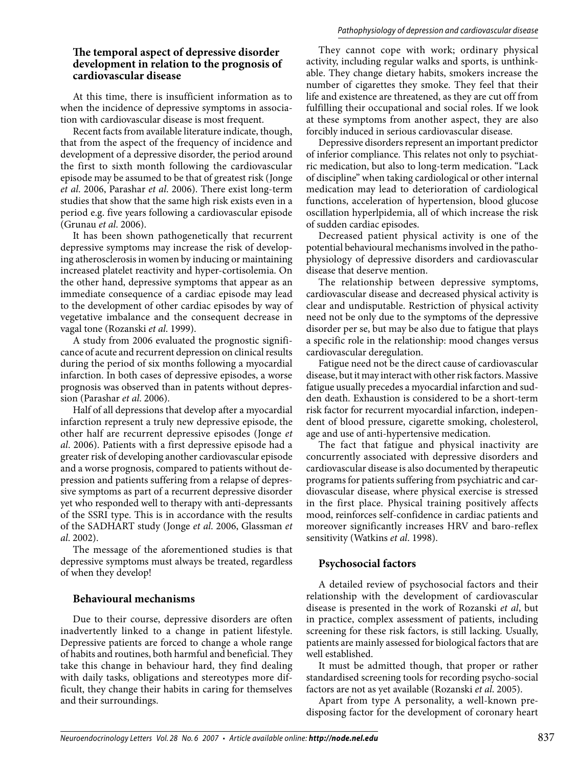### The temporal aspect of depressive disorder development in relation to the prognosis of cardiovascular disease

At this time, there is insufficient information as to when the incidence of depressive symptoms in association with cardiovascular disease is most frequent.

Recent facts from available literature indicate, though, that from the aspect of the frequency of incidence and development of a depressive disorder, the period around the first to sixth month following the cardiovascular episode may be assumed to be that of greatest risk (Jonge *et al.* 2006, Parashar *et al.* 2006). There exist long-term studies that show that the same high risk exists even in a period e.g. five years following a cardiovascular episode (Grunau *et al*. 2006).

It has been shown pathogenetically that recurrent depressive symptoms may increase the risk of developing atherosclerosis in women by inducing or maintaining increased platelet reactivity and hyper-cortisolemia. On the other hand, depressive symptoms that appear as an immediate consequence of a cardiac episode may lead to the development of other cardiac episodes by way of vegetative imbalance and the consequent decrease in vagal tone (Rozanski *et al.* 1999).

A study from 2006 evaluated the prognostic significance of acute and recurrent depression on clinical results during the period of six months following a myocardial infarction. In both cases of depressive episodes, a worse prognosis was observed than in patients without depression (Parashar *et al*. 2006).

Half of all depressions that develop after a myocardial infarction represent a truly new depressive episode, the other half are recurrent depressive episodes (Jonge *et al*. 2006). Patients with a first depressive episode had a greater risk of developing another cardiovascular episode and a worse prognosis, compared to patients without depression and patients suffering from a relapse of depressive symptoms as part of a recurrent depressive disorder yet who responded well to therapy with anti-depressants of the SSRI type. This is in accordance with the results of the SADHART study (Jonge *et al.* 2006, Glassman *et al*. 2002).

The message of the aforementioned studies is that depressive symptoms must always be treated, regardless of when they develop!

### Behavioural mechanisms

Due to their course, depressive disorders are often inadvertently linked to a change in patient lifestyle. Depressive patients are forced to change a whole range of habits and routines, both harmful and beneficial. They take this change in behaviour hard, they find dealing with daily tasks, obligations and stereotypes more difficult, they change their habits in caring for themselves and their surroundings.

They cannot cope with work; ordinary physical activity, including regular walks and sports, is unthinkable. They change dietary habits, smokers increase the number of cigarettes they smoke. They feel that their life and existence are threatened, as they are cut off from fulfilling their occupational and social roles. If we look at these symptoms from another aspect, they are also forcibly induced in serious cardiovascular disease.

Depressive disorders represent an important predictor of inferior compliance. This relates not only to psychiatric medication, but also to long-term medication. "Lack of discipline" when taking cardiological or other internal medication may lead to deterioration of cardiological functions, acceleration of hypertension, blood glucose oscillation hyperlpidemia, all of which increase the risk of sudden cardiac episodes.

Decreased patient physical activity is one of the potential behavioural mechanisms involved in the pathophysiology of depressive disorders and cardiovascular disease that deserve mention.

The relationship between depressive symptoms, cardiovascular disease and decreased physical activity is clear and undisputable. Restriction of physical activity need not be only due to the symptoms of the depressive disorder per se, but may be also due to fatigue that plays a specific role in the relationship: mood changes versus cardiovascular deregulation.

Fatigue need not be the direct cause of cardiovascular disease, but it may interact with other risk factors. Massive fatigue usually precedes a myocardial infarction and sudden death. Exhaustion is considered to be a short-term risk factor for recurrent myocardial infarction, independent of blood pressure, cigarette smoking, cholesterol, age and use of anti-hypertensive medication.

The fact that fatigue and physical inactivity are concurrently associated with depressive disorders and cardiovascular disease is also documented by therapeutic programs for patients suffering from psychiatric and cardiovascular disease, where physical exercise is stressed in the first place. Physical training positively affects mood, reinforces self-confidence in cardiac patients and moreover significantly increases HRV and baro-reflex sensitivity (Watkins *et al*. 1998).

### Psychosocial factors

A detailed review of psychosocial factors and their relationship with the development of cardiovascular disease is presented in the work of Rozanski *et al*, but in practice, complex assessment of patients, including screening for these risk factors, is still lacking. Usually, patients are mainly assessed for biological factors that are well established.

It must be admitted though, that proper or rather standardised screening tools for recording psycho-social factors are not as yet available (Rozanski *et al*. 2005).

Apart from type A personality, a well-known predisposing factor for the development of coronary heart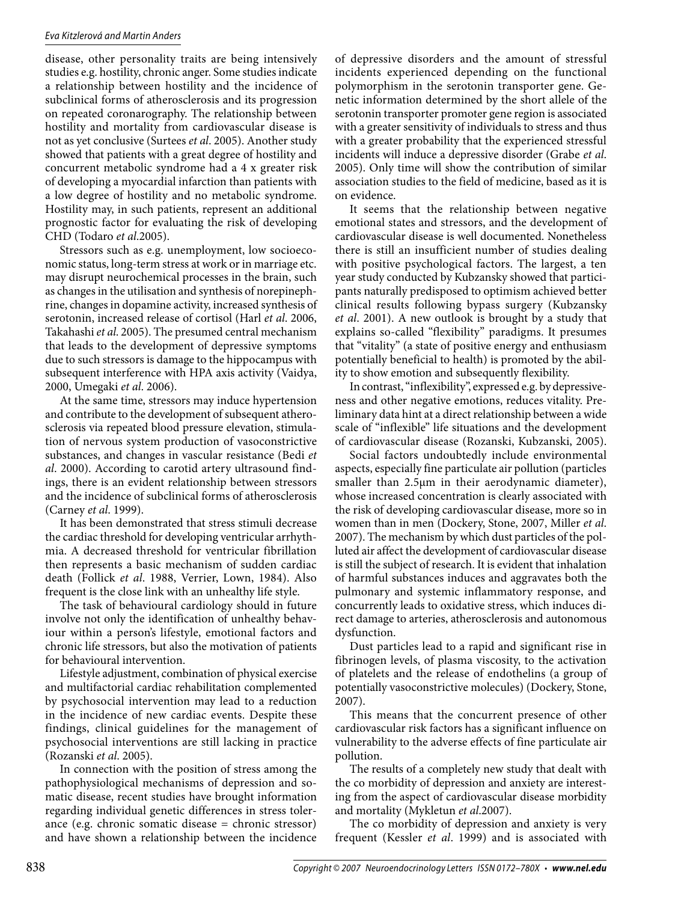disease, other personality traits are being intensively studies e.g. hostility, chronic anger. Some studies indicate a relationship between hostility and the incidence of subclinical forms of atherosclerosis and its progression on repeated coronarography. The relationship between hostility and mortality from cardiovascular disease is not as yet conclusive (Surtees *et al*. 2005). Another study showed that patients with a great degree of hostility and concurrent metabolic syndrome had a 4 x greater risk of developing a myocardial infarction than patients with a low degree of hostility and no metabolic syndrome. Hostility may, in such patients, represent an additional prognostic factor for evaluating the risk of developing CHD (Todaro *et al*.2005).

Stressors such as e.g. unemployment, low socioeconomic status, long-term stress at work or in marriage etc. may disrupt neurochemical processes in the brain, such as changes in the utilisation and synthesis of norepinephrine, changes in dopamine activity, increased synthesis of serotonin, increased release of cortisol (Harl *et al*. 2006, Takahashi *et al*. 2005). The presumed central mechanism that leads to the development of depressive symptoms due to such stressors is damage to the hippocampus with subsequent interference with HPA axis activity (Vaidya, 2000, Umegaki *et al*. 2006).

At the same time, stressors may induce hypertension and contribute to the development of subsequent atherosclerosis via repeated blood pressure elevation, stimulation of nervous system production of vasoconstrictive substances, and changes in vascular resistance (Bedi *et al*. 2000). According to carotid artery ultrasound findings, there is an evident relationship between stressors and the incidence of subclinical forms of atherosclerosis (Carney *et al*. 1999).

It has been demonstrated that stress stimuli decrease the cardiac threshold for developing ventricular arrhythmia. A decreased threshold for ventricular fibrillation then represents a basic mechanism of sudden cardiac death (Follick *et al*. 1988, Verrier, Lown, 1984). Also frequent is the close link with an unhealthy life style.

The task of behavioural cardiology should in future involve not only the identification of unhealthy behaviour within a person's lifestyle, emotional factors and chronic life stressors, but also the motivation of patients for behavioural intervention.

Lifestyle adjustment, combination of physical exercise and multifactorial cardiac rehabilitation complemented by psychosocial intervention may lead to a reduction in the incidence of new cardiac events. Despite these findings, clinical guidelines for the management of psychosocial interventions are still lacking in practice (Rozanski *et al*. 2005).

In connection with the position of stress among the pathophysiological mechanisms of depression and somatic disease, recent studies have brought information regarding individual genetic differences in stress tolerance (e.g. chronic somatic disease = chronic stressor) and have shown a relationship between the incidence of depressive disorders and the amount of stressful incidents experienced depending on the functional polymorphism in the serotonin transporter gene. Genetic information determined by the short allele of the serotonin transporter promoter gene region is associated with a greater sensitivity of individuals to stress and thus with a greater probability that the experienced stressful incidents will induce a depressive disorder (Grabe *et al*. 2005). Only time will show the contribution of similar association studies to the field of medicine, based as it is on evidence.

It seems that the relationship between negative emotional states and stressors, and the development of cardiovascular disease is well documented. Nonetheless there is still an insufficient number of studies dealing with positive psychological factors. The largest, a ten year study conducted by Kubzansky showed that participants naturally predisposed to optimism achieved better clinical results following bypass surgery (Kubzansky *et al*. 2001). A new outlook is brought by a study that explains so-called "flexibility" paradigms. It presumes that "vitality" (a state of positive energy and enthusiasm potentially beneficial to health) is promoted by the ability to show emotion and subsequently flexibility.

In contrast, "inflexibility", expressed e.g. by depressiveness and other negative emotions, reduces vitality. Preliminary data hint at a direct relationship between a wide scale of "inflexible" life situations and the development of cardiovascular disease (Rozanski, Kubzanski, 2005).

Social factors undoubtedly include environmental aspects, especially fine particulate air pollution (particles smaller than 2.5µm in their aerodynamic diameter), whose increased concentration is clearly associated with the risk of developing cardiovascular disease, more so in women than in men (Dockery, Stone, 2007, Miller *et al*. 2007). The mechanism by which dust particles of the polluted air affect the development of cardiovascular disease is still the subject of research. It is evident that inhalation of harmful substances induces and aggravates both the pulmonary and systemic inflammatory response, and concurrently leads to oxidative stress, which induces direct damage to arteries, atherosclerosis and autonomous dysfunction.

Dust particles lead to a rapid and significant rise in fibrinogen levels, of plasma viscosity, to the activation of platelets and the release of endothelins (a group of potentially vasoconstrictive molecules) (Dockery, Stone, 2007).

This means that the concurrent presence of other cardiovascular risk factors has a significant influence on vulnerability to the adverse effects of fine particulate air pollution.

The results of a completely new study that dealt with the co morbidity of depression and anxiety are interesting from the aspect of cardiovascular disease morbidity and mortality (Mykletun *et al*.2007).

The co morbidity of depression and anxiety is very frequent (Kessler *et al*. 1999) and is associated with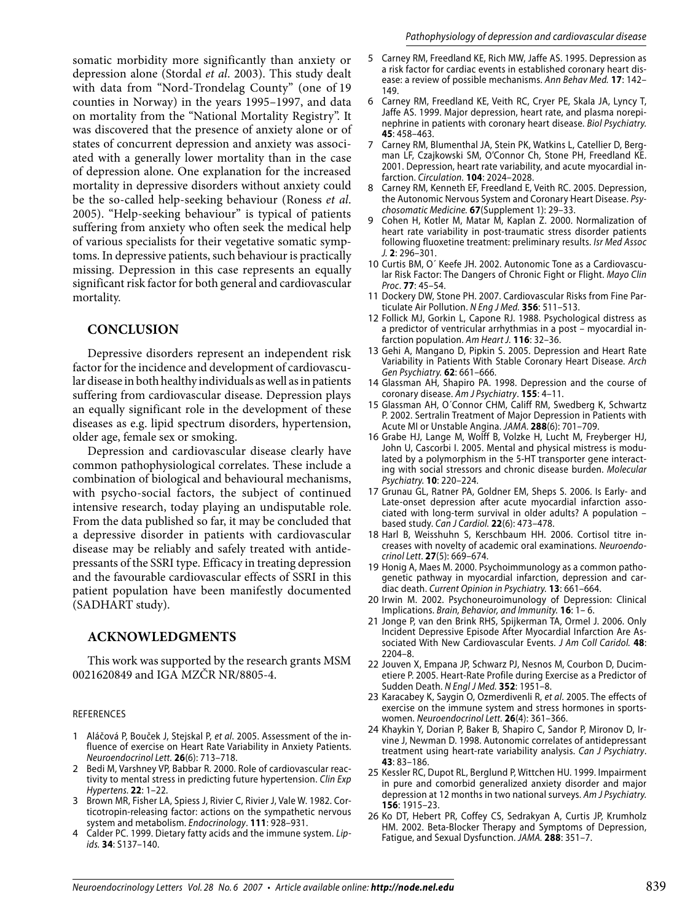somatic morbidity more significantly than anxiety or depression alone (Stordal *et al*. 2003). This study dealt with data from "Nord-Trondelag County" (one of 19 counties in Norway) in the years 1995–1997, and data on mortality from the "National Mortality Registry". It was discovered that the presence of anxiety alone or of states of concurrent depression and anxiety was associated with a generally lower mortality than in the case of depression alone. One explanation for the increased mortality in depressive disorders without anxiety could be the so-called help-seeking behaviour (Roness *et al*. 2005). "Help-seeking behaviour" is typical of patients suffering from anxiety who often seek the medical help of various specialists for their vegetative somatic symptoms. In depressive patients, such behaviour is practically missing. Depression in this case represents an equally significant risk factor for both general and cardiovascular mortality.

## CONCLUSION

Depressive disorders represent an independent risk factor for the incidence and development of cardiovascular disease in both healthy individuals as well as in patients suffering from cardiovascular disease. Depression plays an equally significant role in the development of these diseases as e.g. lipid spectrum disorders, hypertension, older age, female sex or smoking.

Depression and cardiovascular disease clearly have common pathophysiological correlates. These include a combination of biological and behavioural mechanisms, with psycho-social factors, the subject of continued intensive research, today playing an undisputable role. From the data published so far, it may be concluded that a depressive disorder in patients with cardiovascular disease may be reliably and safely treated with antidepressants of the SSRI type. Efficacy in treating depression and the favourable cardiovascular effects of SSRI in this patient population have been manifestly documented (SADHART study).

## ACKNOWLEDGMENTS

This work was supported by the research grants MSM 0021620849 and IGA MZČR NR/8805-4.

### REFERENCES

1. Aláčová P, Bouček J, Stejskal P, *et al*. 2005. Assessment of the influence of exercise on Heart Rate Variability in Anxiety Patients. *Neuroendocrinol Lett*. **26**(6): 713–718.
2. Bedi M, Varshney VP, Babbar R. 2000. Role of cardiovascular reactivity to mental stress in predicting future hypertension. *Clin Exp Hypertens*. **22**: 1–22.
3. Brown MR, Fisher LA, Spiess J, Rivier C, Rivier J, Vale W. 1982. Corticotropin-releasing factor: actions on the sympathetic nervous system and metabolism. *Endocrinology*. **111**: 928–931.
4. Calder PC. 1999. Dietary fatty acids and the immune system. *Lipids*. **34**: S137–140.
5. Carney RM, Freedland KE, Rich MW, Jaffe AS. 1995. Depression as a risk factor for cardiac events in established coronary heart disease: a review of possible mechanisms. *Ann Behav Med*. **17**: 142–149.
6. Carney RM, Freedland KE, Veith RC, Cryer PE, Skala JA, Lyncy T, Jaffe AS. 1999. Major depression, heart rate, and plasma norepinephrine in patients with coronary heart disease. *Biol Psychiatry*. **45**: 458–463.
7. Carney RM, Blumenthal JA, Stein PK, Watkins L, Catellier D, Bergman LF, Czajkowski SM, O'Connor Ch, Stone PH, Freedland KE. 2001. Depression, heart rate variability, and acute myocardial infarction. *Circulation*. **104**: 2024–2028.
8. Carney RM, Kenneth EF, Freedland E, Veith RC. 2005. Depression, the Autonomic Nervous System and Coronary Heart Disease. *Psychosomatic Medicine*. **67**(Supplement 1): 29–33.
9. Cohen H, Kotler M, Matar M, Kaplan Z. 2000. Normalization of heart rate variability in post-traumatic stress disorder patients following fluoxetine treatment: preliminary results. *Isr Med Assoc J*. **2**: 296–301.
10. Curtis BM, O´ Keefe JH. 2002. Autonomic Tone as a Cardiovascular Risk Factor: The Dangers of Chronic Fight or Flight. *Mayo Clin Proc*. **77**: 45–54.
11. Dockery DW, Stone PH. 2007. Cardiovascular Risks from Fine Particulate Air Pollution. *N Eng J Med*. **356**: 511–513.
12. Follick MJ, Gorkin L, Capone RJ. 1988. Psychological distress as a predictor of ventricular arrhythmias in a post – myocardial infarction population. *Am Heart J*. **116**: 32–36.
13. Gehi A, Mangano D, Pipkin S. 2005. Depression and Heart Rate Variability in Patients With Stable Coronary Heart Disease. *Arch Gen Psychiatry*. **62**: 661–666.
14. Glassman AH, Shapiro PA. 1998. Depression and the course of coronary disease. *Am J Psychiatry*. **155**: 4–11.
15. Glassman AH, O´Connor CHM, Califf RM, Swedberg K, Schwartz P. 2002. Sertralin Treatment of Major Depression in Patients with Acute MI or Unstable Angina. *JAMA*. **288**(6): 701–709.
16. Grabe HJ, Lange M, Wolff B, Volzke H, Lucht M, Freyberger HJ, John U, Cascorbi I. 2005. Mental and physical mistress is modulated by a polymorphism in the 5-HT transporter gene interacting with social stressors and chronic disease burden. *Molecular Psychiatry*. **10**: 220–224.
17. Grunau GL, Ratner PA, Goldner EM, Sheps S. 2006. Is Early- and Late-onset depression after acute myocardial infarction associated with long-term survival in older adults? A population – based study. *Can J Cardiol*. **22**(6): 473–478.
18. Harl B, Weisshuhn S, Kerschbaum HH. 2006. Cortisol titre increases with novelty of academic oral examinations. *Neuroendocrinol Lett*. **27**(5): 669–674.
19. Honig A, Maes M. 2000. Psychoimmunology as a common pathogenetic pathway in myocardial infarction, depression and cardiac death. *Current Opinion in Psychiatry*. **13**: 661–664.
20. Irwin M. 2002. Psychoneuroimunology of Depression: Clinical Implications. *Brain, Behavior, and Immunity*. **16**: 1– 6.
21. Jonge P, van den Brink RHS, Spijkerman TA, Ormel J. 2006. Only Incident Depressive Episode After Myocardial Infarction Are Associated With New Cardiovascular Events. *J Am Coll Caridol*. **48**: 2204–8.
22. Jouven X, Empana JP, Schwarz PJ, Nesnos M, Courbon D, Ducimetiere P. 2005. Heart-Rate Profile during Exercise as a Predictor of Sudden Death. *N Engl J Med*. **352**: 1951–8.
23. Karacabey K, Saygin O, Ozmerdivenli R, *et al*. 2005. The effects of exercise on the immune system and stress hormones in sportswomen. *Neuroendocrinol Lett*. **26**(4): 361–366.
24. Khaykin Y, Dorian P, Baker B, Shapiro C, Sandor P, Mironov D, Irvine J, Newman D. 1998. Autonomic correlates of antidepressant treatment using heart-rate variability analysis. *Can J Psychiatry*. **43**: 83–186.
25. Kessler RC, Dupot RL, Berglund P, Wittchen HU. 1999. Impairment in pure and comorbid generalized anxiety disorder and major depression at 12 months in two national surveys. *Am J Psychiatry*. **156**: 1915–23.
26. Ko DT, Hebert PR, Coffey CS, Sedrakyan A, Curtis JP, Krumholz HM. 2002. Beta-Blocker Therapy and Symptoms of Depression, Fatigue, and Sexual Dysfunction. *JAMA*. **288**: 351–7.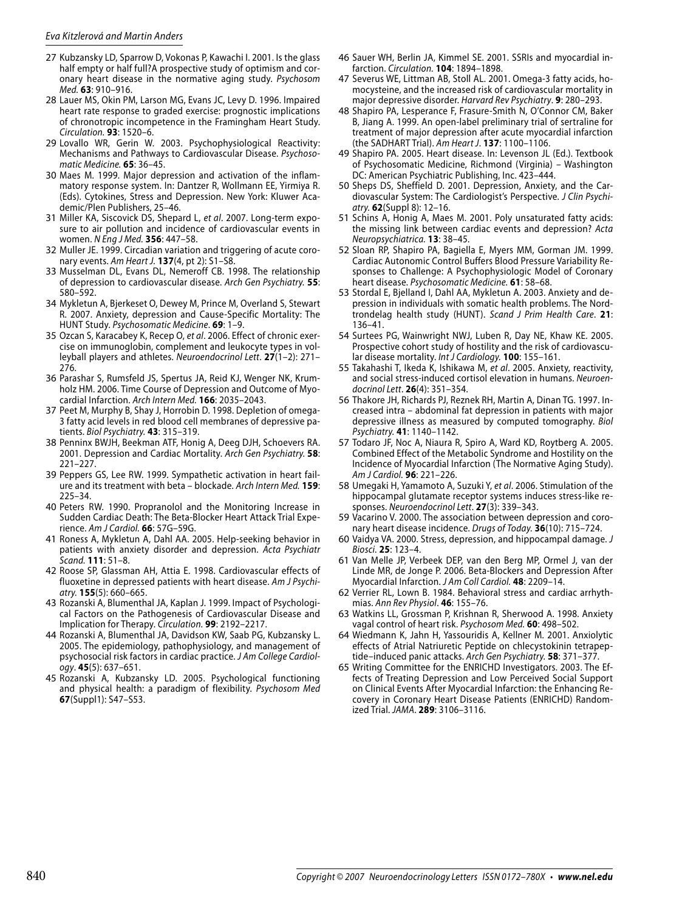27 Kubzansky LD, Sparrow D, Vokonas P, Kawachi I. 2001. Is the glass half empty or half full?A prospective study of optimism and coronary heart disease in the normative aging study. *Psychosom Med.* **63**: 910–916.

28 Lauer MS, Okin PM, Larson MG, Evans JC, Levy D. 1996. Impaired heart rate response to graded exercise: prognostic implications of chronotropic incompetence in the Framingham Heart Study. *Circulation.* **93**: 1520–6.

29 Lovallo WR, Gerin W. 2003. Psychophysiological Reactivity: Mechanisms and Pathways to Cardiovascular Disease. *Psychosomatic Medicine.* **65**: 36–45.

30 Maes M. 1999. Major depression and activation of the inflammatory response system. In: Dantzer R, Wollmann EE, Yirmiya R. (Eds). Cytokines, Stress and Depression. New York: Kluwer Academic/Plen Publishers, 25–46.

31 Miller KA, Siscovick DS, Shepard L, *et al*. 2007. Long-term exposure to air pollution and incidence of cardiovascular events in women. *N Eng J Med.* **356**: 447–58.

32 Muller JE. 1999. Circadian variation and triggering of acute coronary events. *Am Heart J.* **137**(4, pt 2): S1–S8.

33 Musselman DL, Evans DL, Nemeroff CB. 1998. The relationship of depression to cardiovascular disease. *Arch Gen Psychiatry.* **55**: 580–592.

34 Mykletun A, Bjerkeset O, Dewey M, Prince M, Overland S, Stewart R. 2007. Anxiety, depression and Cause-Specific Mortality: The HUNT Study. *Psychosomatic Medicine*. **69**: 1–9.

35 Ozcan S, Karacabey K, Recep O, *et al*. 2006. Effect of chronic exercise on immunoglobin, complement and leukocyte types in volleyball players and athletes. *Neuroendocrinol Lett*. **27**(1–2): 271–276.

36 Parashar S, Rumsfeld JS, Spertus JA, Reid KJ, Wenger NK, Krumholz HM. 2006. Time Course of Depression and Outcome of Myocardial Infarction. *Arch Intern Med.* **166**: 2035–2043.

37 Peet M, Murphy B, Shay J, Horrobin D. 1998. Depletion of omega-3 fatty acid levels in red blood cell membranes of depressive patients. *Biol Psychiatry.* **43**: 315–319.

38 Penninx BWJH, Beekman ATF, Honig A, Deeg DJH, Schoevers RA. 2001. Depression and Cardiac Mortality. *Arch Gen Psychiatry.* **58**: 221–227.

39 Peppers GS, Lee RW. 1999. Sympathetic activation in heart failure and its treatment with beta – blockade. *Arch Intern Med.* **159**: 225–34.

40 Peters RW. 1990. Propranolol and the Monitoring Increase in Sudden Cardiac Death: The Beta-Blocker Heart Attack Trial Experience. *Am J Cardiol.* **66**: 57G–59G.

41 Roness A, Mykletun A, Dahl AA. 2005. Help-seeking behavior in patients with anxiety disorder and depression. *Acta Psychiatr Scand.* **111**: 51–8.

42 Roose SP, Glassman AH, Attia E. 1998. Cardiovascular effects of fluoxetine in depressed patients with heart disease. *Am J Psychiatry.* **155**(5): 660–665.

43 Rozanski A, Blumenthal JA, Kaplan J. 1999. Impact of Psychological Factors on the Pathogenesis of Cardiovascular Disease and Implication for Therapy. *Circulation.* **99**: 2192–2217.

44 Rozanski A, Blumenthal JA, Davidson KW, Saab PG, Kubzansky L. 2005. The epidemiology, pathophysiology, and management of psychosocial risk factors in cardiac practice. *J Am College Cardiology*. **45**(5): 637–651.

45 Rozanski A, Kubzansky LD. 2005. Psychological functioning and physical health: a paradigm of flexibility. *Psychosom Med* **67**(Suppl1): S47–S53.

46 Sauer WH, Berlin JA, Kimmel SE. 2001. SSRIs and myocardial infarction. *Circulation.* **104**: 1894–1898.

47 Severus WE, Littman AB, Stoll AL. 2001. Omega-3 fatty acids, homocysteine, and the increased risk of cardiovascular mortality in major depressive disorder. *Harvard Rev Psychiatry*. **9**: 280–293.

48 Shapiro PA, Lesperance F, Frasure-Smith N, O'Connor CM, Baker B, Jiang A. 1999. An open-label preliminary trial of sertraline for treatment of major depression after acute myocardial infarction (the SADHART Trial). *Am Heart J.* **137**: 1100–1106.

49 Shapiro PA. 2005. Heart disease. In: Levenson JL (Ed.). Textbook of Psychosomatic Medicine, Richmond (Virginia) – Washington DC: American Psychiatric Publishing, Inc. 423–444.

50 Sheps DS, Sheffield D. 2001. Depression, Anxiety, and the Cardiovascular System: The Cardiologist's Perspective. *J Clin Psychiatry.* **62**(Suppl 8): 12–16.

51 Schins A, Honig A, Maes M. 2001. Poly unsaturated fatty acids: the missing link between cardiac events and depression? *Acta Neuropsychiatrica.* **13**: 38–45.

52 Sloan RP, Shapiro PA, Bagiella E, Myers MM, Gorman JM. 1999. Cardiac Autonomic Control Buffers Blood Pressure Variability Responses to Challenge: A Psychophysiologic Model of Coronary heart disease. *Psychosomatic Medicine.* **61**: 58–68.

53 Stordal E, Bjelland I, Dahl AA, Mykletun A. 2003. Anxiety and depression in individuals with somatic health problems. The Nord-trondelag health study (HUNT). *Scand J Prim Health Care.* **21**: 136–41.

54 Surtees PG, Wainwright NWJ, Luben R, Day NE, Khaw KE. 2005. Prospective cohort study of hostility and the risk of cardiovascular disease mortality. *Int J Cardiology.* **100**: 155–161.

55 Takahashi T, Ikeda K, Ishikawa M, *et al*. 2005. Anxiety, reactivity, and social stress-induced cortisol elevation in humans. *Neuroendocrinol Lett*. **26**(4): 351–354.

56 Thakore JH, Richards PJ, Reznek RH, Martin A, Dinan TG. 1997. Increased intra – abdominal fat depression in patients with major depressive illness as measured by computed tomography. *Biol Psychiatry.* **41**: 1140–1142.

57 Todaro JF, Noc A, Niaura R, Spiro A, Ward KD, Roytberg A. 2005. Combined Effect of the Metabolic Syndrome and Hostility on the Incidence of Myocardial Infarction (The Normative Aging Study). *Am J Cardiol.* **96**: 221–226.

58 Umegaki H, Yamamoto A, Suzuki Y, *et al*. 2006. Stimulation of the hippocampal glutamate receptor systems induces stress-like responses. *Neuroendocrinol Lett*. **27**(3): 339–343.

59 Vacarino V. 2000. The association between depression and coronary heart disease incidence. *Drugs of Today.* **36**(10): 715–724.

60 Vaidya VA. 2000. Stress, depression, and hippocampal damage. *J Biosci*. **25**: 123–4.

61 Van Melle JP, Verbeek DEP, van den Berg MP, Ormel J, van der Linde MR, de Jonge P. 2006. Beta-Blockers and Depression After Myocardial Infarction. *J Am Coll Cardiol.* **48**: 2209–14.

62 Verrier RL, Lown B. 1984. Behavioral stress and cardiac arrhythmias. *Ann Rev Physiol*. **46**: 155–76.

63 Watkins LL, Grossman P, Krishnan R, Sherwood A. 1998. Anxiety vagal control of heart risk. *Psychosom Med.* **60**: 498–502.

64 Wiedmann K, Jahn H, Yassouridis A, Kellner M. 2001. Anxiolytic effects of Atrial Natriuretic Peptide on chlecystokinin tetrapeptide–induced panic attacks. *Arch Gen Psychiatry.* **58**: 371–377.

65 Writing Committee for the ENRICHD Investigators. 2003. The Effects of Treating Depression and Low Perceived Social Support on Clinical Events After Myocardial Infarction: the Enhancing Recovery in Coronary Heart Disease Patients (ENRICHD) Randomized Trial. *JAMA*. **289**: 3106–3116.